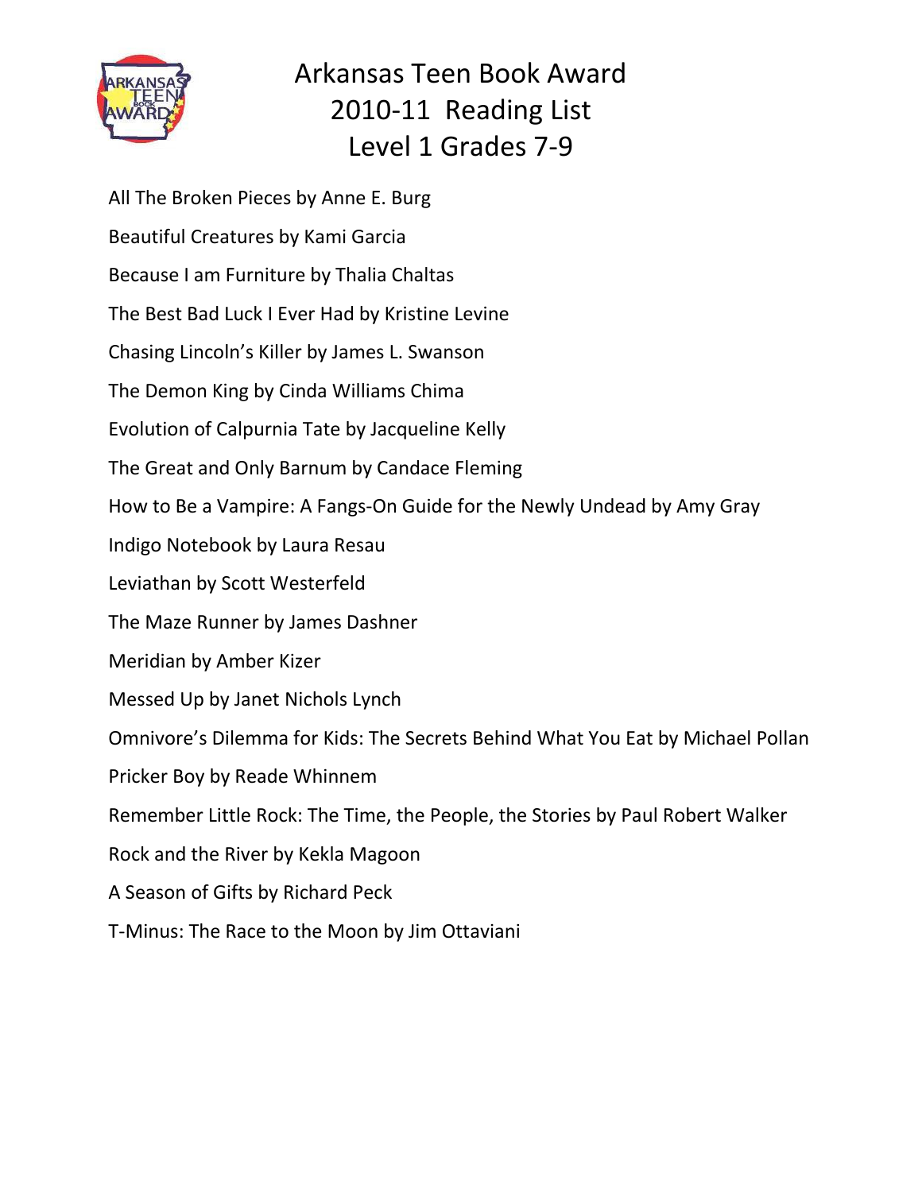# Arkansas Teen Book Award
# 2010-11 Reading List
# Level 1 Grades 7-9

All The Broken Pieces by Anne E. Burg

Beautiful Creatures by Kami Garcia

Because I am Furniture by Thalia Chaltas

The Best Bad Luck I Ever Had by Kristine Levine

Chasing Lincoln's Killer by James L. Swanson

The Demon King by Cinda Williams Chima

Evolution of Calpurnia Tate by Jacqueline Kelly

The Great and Only Barnum by Candace Fleming

How to Be a Vampire: A Fangs-On Guide for the Newly Undead by Amy Gray

Indigo Notebook by Laura Resau

Leviathan by Scott Westerfeld

The Maze Runner by James Dashner

Meridian by Amber Kizer

Messed Up by Janet Nichols Lynch

Omnivore's Dilemma for Kids: The Secrets Behind What You Eat by Michael Pollan

Pricker Boy by Reade Whinnem

Remember Little Rock: The Time, the People, the Stories by Paul Robert Walker

Rock and the River by Kekla Magoon

A Season of Gifts by Richard Peck

T-Minus: The Race to the Moon by Jim Ottaviani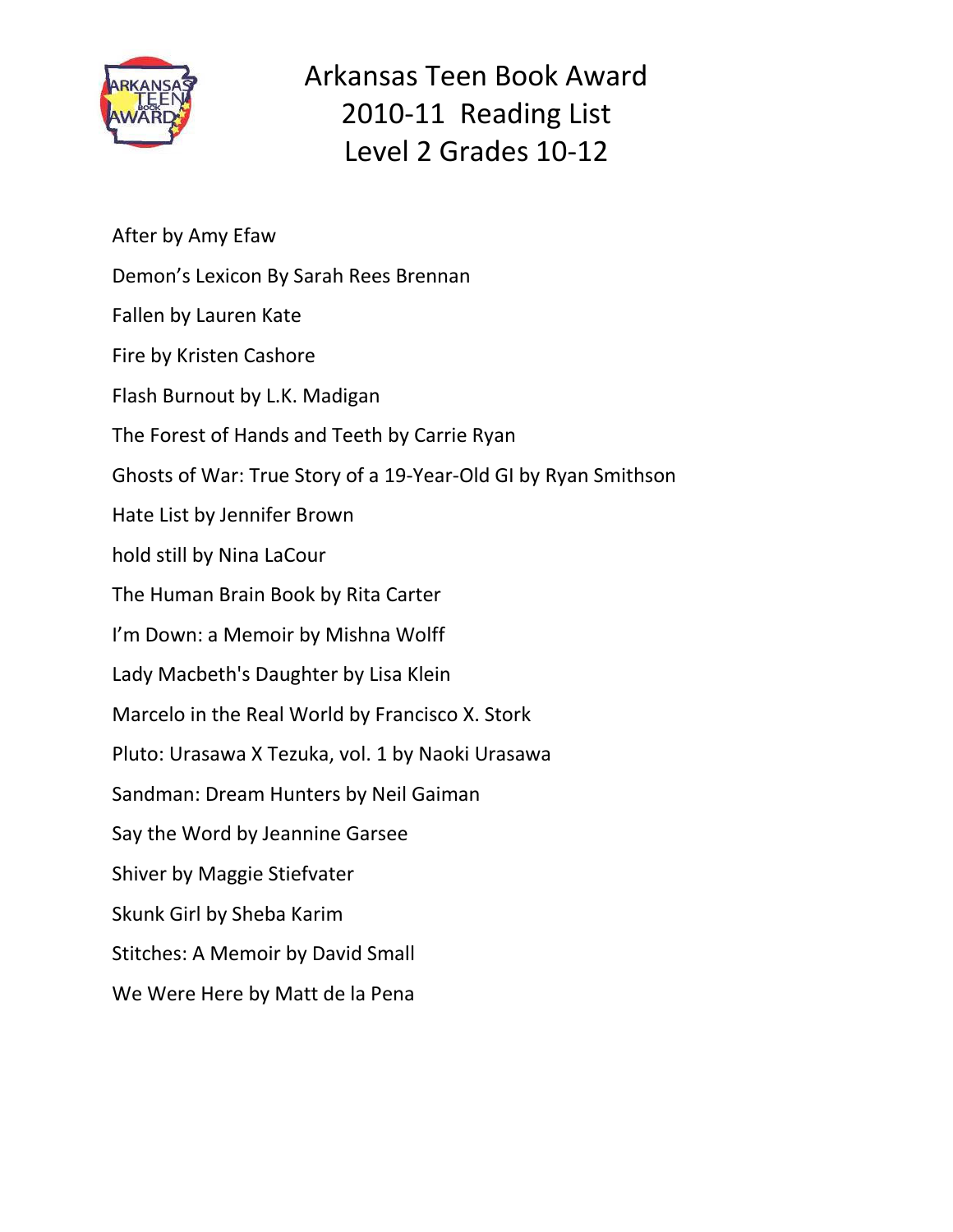# Arkansas Teen Book Award
# 2010-11 Reading List
# Level 2 Grades 10-12

After by Amy Efaw

Demon's Lexicon By Sarah Rees Brennan

Fallen by Lauren Kate

Fire by Kristen Cashore

Flash Burnout by L.K. Madigan

The Forest of Hands and Teeth by Carrie Ryan

Ghosts of War: True Story of a 19-Year-Old GI by Ryan Smithson

Hate List by Jennifer Brown

hold still by Nina LaCour

The Human Brain Book by Rita Carter

I'm Down: a Memoir by Mishna Wolff

Lady Macbeth's Daughter by Lisa Klein

Marcelo in the Real World by Francisco X. Stork

Pluto: Urasawa X Tezuka, vol. 1 by Naoki Urasawa

Sandman: Dream Hunters by Neil Gaiman

Say the Word by Jeannine Garsee

Shiver by Maggie Stiefvater

Skunk Girl by Sheba Karim

Stitches: A Memoir by David Small

We Were Here by Matt de la Pena